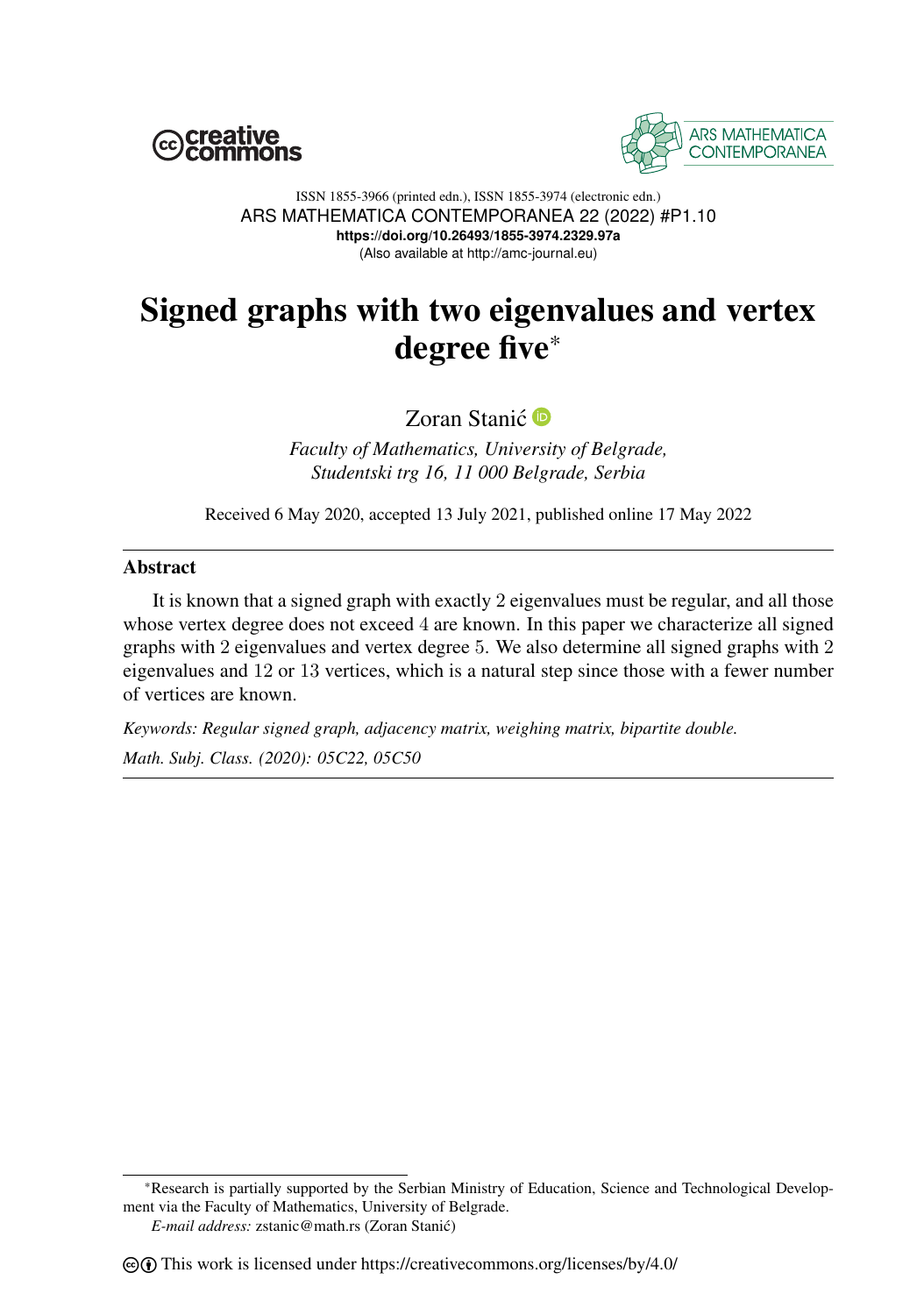# Signed graphs with two eigenvalues and vertex degree five*

Zoran Stanić

*Faculty of Mathematics, University of Belgrade, Studentski trg 16, 11 000 Belgrade, Serbia*

Received 6 May 2020, accepted 13 July 2021, published online 17 May 2022

## Abstract

It is known that a signed graph with exactly 2 eigenvalues must be regular, and all those whose vertex degree does not exceed 4 are known. In this paper we characterize all signed graphs with 2 eigenvalues and vertex degree 5. We also determine all signed graphs with 2 eigenvalues and 12 or 13 vertices, which is a natural step since those with a fewer number of vertices are known.

*Keywords: Regular signed graph, adjacency matrix, weighing matrix, bipartite double.*

*Math. Subj. Class. (2020): 05C22, 05C50*

---

*Research is partially supported by the Serbian Ministry of Education, Science and Technological Development via the Faculty of Mathematics, University of Belgrade.

*E-mail address:* zstanic@math.rs (Zoran Stanić)

This work is licensed under https://creativecommons.org/licenses/by/4.0/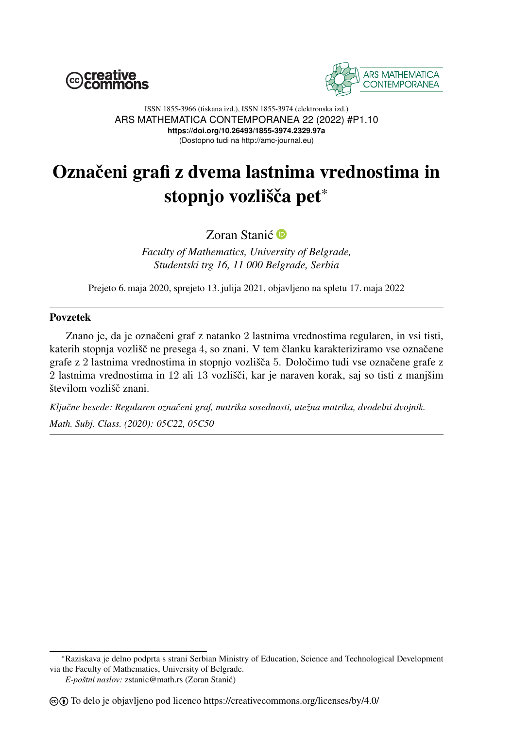ISSN 1855-3966 (tiskana izd.), ISSN 1855-3974 (elektronska izd.)
ARS MATHEMATICA CONTEMPORANEA 22 (2022) #P1.10
**https://doi.org/10.26493/1855-3974.2329.97a**
(Dostopno tudi na http://amc-journal.eu)

# Označeni grafi z dvema lastnima vrednostima in stopnjo vozlišča pet*

Zoran Stanić

*Faculty of Mathematics, University of Belgrade, Studentski trg 16, 11 000 Belgrade, Serbia*

Prejeto 6. maja 2020, sprejeto 13. julija 2021, objavljeno na spletu 17. maja 2022

## Povzetek

Znano je, da je označeni graf z natanko 2 lastnima vrednostima regularen, in vsi tisti, katerih stopnja vozlišč ne presega 4, so znani. V tem članku karakteriziramo vse označene grafe z 2 lastnima vrednostima in stopnjo vozlišča 5. Določimo tudi vse označene grafe z 2 lastnima vrednostima in 12 ali 13 vozlišči, kar je naraven korak, saj so tisti z manjšim številom vozlišč znani.

*Ključne besede: Regularen označeni graf, matrika sosednosti, utežna matrika, dvodelni dvojnik.*

*Math. Subj. Class. (2020): 05C22, 05C50*

*Raziskava je delno podprta s strani Serbian Ministry of Education, Science and Technological Development via the Faculty of Mathematics, University of Belgrade.

*E-poštni naslov:* zstanic@math.rs (Zoran Stanić)

To delo je objavljeno pod licenco https://creativecommons.org/licenses/by/4.0/